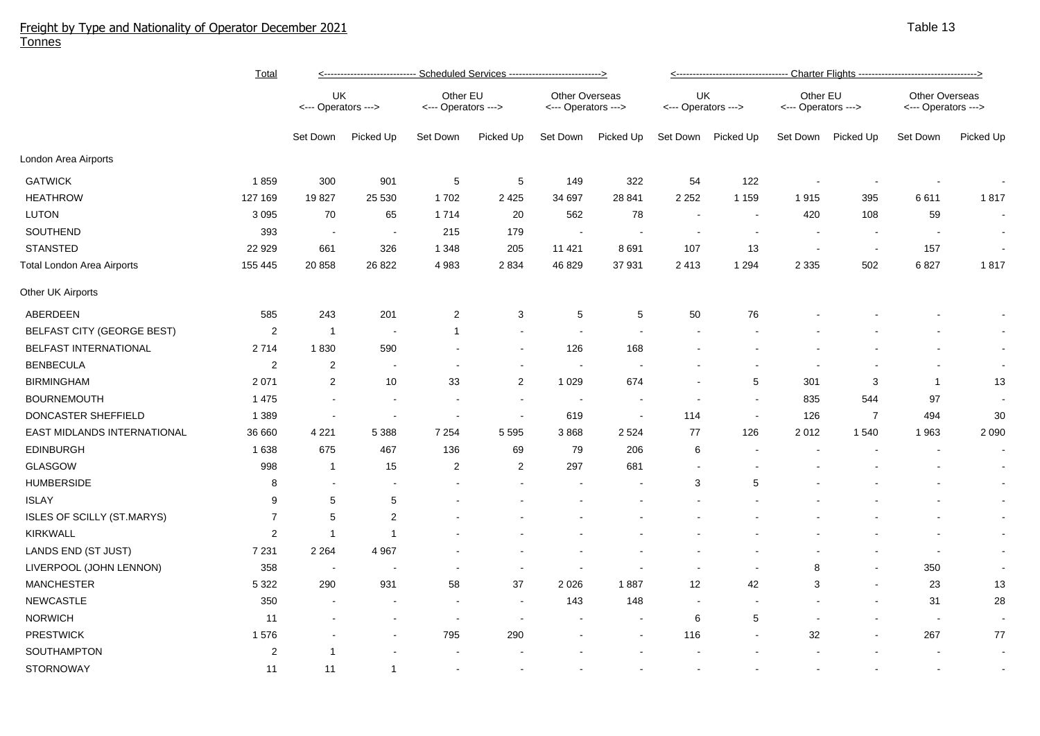# Freight by Type and Nationality of Operator December 2021

Tonnes

Table 13

| | Total | Scheduled Services | | | | | | Charter Flights | | | | | |
|---|---|---|---|---|---|---|---|---|---|---|---|---|---|
| | | UK Operators | | Other EU Operators | | Other Overseas Operators | | UK Operators | | Other EU Operators | | Other Overseas Operators | |
| | | Set Down | Picked Up | Set Down | Picked Up | Set Down | Picked Up | Set Down | Picked Up | Set Down | Picked Up | Set Down | Picked Up |
| **London Area Airports** | | | | | | | | | | | | | |
| GATWICK | 1 859 | 300 | 901 | 5 | 5 | 149 | 322 | 54 | 122 | - | - | - | - |
| HEATHROW | 127 169 | 19 827 | 25 530 | 1 702 | 2 425 | 34 697 | 28 841 | 2 252 | 1 159 | 1 915 | 395 | 6 611 | 1 817 |
| LUTON | 3 095 | 70 | 65 | 1 714 | 20 | 562 | 78 | - | - | 420 | 108 | 59 | - |
| SOUTHEND | 393 | - | - | 215 | 179 | - | - | - | - | - | - | - | - |
| STANSTED | 22 929 | 661 | 326 | 1 348 | 205 | 11 421 | 8 691 | 107 | 13 | - | - | 157 | - |
| Total London Area Airports | 155 445 | 20 858 | 26 822 | 4 983 | 2 834 | 46 829 | 37 931 | 2 413 | 1 294 | 2 335 | 502 | 6 827 | 1 817 |
| **Other UK Airports** | | | | | | | | | | | | | |
| ABERDEEN | 585 | 243 | 201 | 2 | 3 | 5 | 5 | 50 | 76 | - | - | - | - |
| BELFAST CITY (GEORGE BEST) | 2 | 1 | - | 1 | - | - | - | - | - | - | - | - | - |
| BELFAST INTERNATIONAL | 2 714 | 1 830 | 590 | - | - | 126 | 168 | - | - | - | - | - | - |
| BENBECULA | 2 | 2 | - | - | - | - | - | - | - | - | - | - | - |
| BIRMINGHAM | 2 071 | 2 | 10 | 33 | 2 | 1 029 | 674 | - | 5 | 301 | 3 | 1 | 13 |
| BOURNEMOUTH | 1 475 | - | - | - | - | - | - | - | - | 835 | 544 | 97 | - |
| DONCASTER SHEFFIELD | 1 389 | - | - | - | - | 619 | - | 114 | - | 126 | 7 | 494 | 30 |
| EAST MIDLANDS INTERNATIONAL | 36 660 | 4 221 | 5 388 | 7 254 | 5 595 | 3 868 | 2 524 | 77 | 126 | 2 012 | 1 540 | 1 963 | 2 090 |
| EDINBURGH | 1 638 | 675 | 467 | 136 | 69 | 79 | 206 | 6 | - | - | - | - | - |
| GLASGOW | 998 | 1 | 15 | 2 | 2 | 297 | 681 | - | - | - | - | - | - |
| HUMBERSIDE | 8 | - | - | - | - | - | - | 3 | 5 | - | - | - | - |
| ISLAY | 9 | 5 | 5 | - | - | - | - | - | - | - | - | - | - |
| ISLES OF SCILLY (ST.MARYS) | 7 | 5 | 2 | - | - | - | - | - | - | - | - | - | - |
| KIRKWALL | 2 | 1 | 1 | - | - | - | - | - | - | - | - | - | - |
| LANDS END (ST JUST) | 7 231 | 2 264 | 4 967 | - | - | - | - | - | - | - | - | - | - |
| LIVERPOOL (JOHN LENNON) | 358 | - | - | - | - | - | - | - | - | 8 | - | 350 | - |
| MANCHESTER | 5 322 | 290 | 931 | 58 | 37 | 2 026 | 1 887 | 12 | 42 | 3 | - | 23 | 13 |
| NEWCASTLE | 350 | - | - | - | - | 143 | 148 | - | - | - | - | 31 | 28 |
| NORWICH | 11 | - | - | - | - | - | - | 6 | 5 | - | - | - | - |
| PRESTWICK | 1 576 | - | - | 795 | 290 | - | - | 116 | - | 32 | - | 267 | 77 |
| SOUTHAMPTON | 2 | 1 | - | - | - | - | - | - | - | - | - | - | - |
| STORNOWAY | 11 | 11 | 1 | - | - | - | - | - | - | - | - | - | - |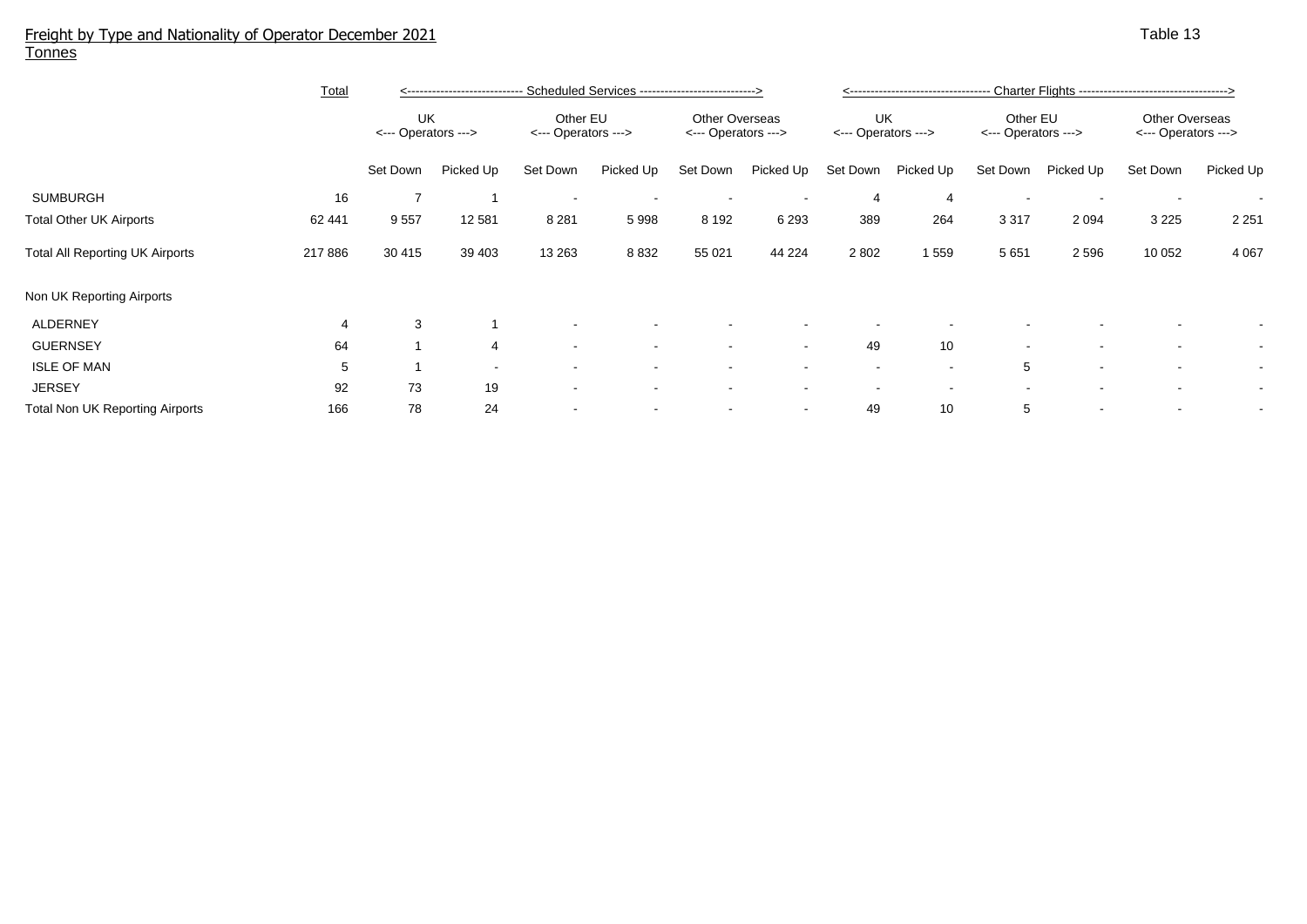Freight by Type and Nationality of Operator December 2021
Tonnes

Table 13

| | Total | Scheduled Services | | | | | | Charter Flights | | | | | |
|---|---|---|---|---|---|---|---|---|---|---|---|---|---|
| | | UK Operators | | Other EU Operators | | Other Overseas Operators | | UK Operators | | Other EU Operators | | Other Overseas Operators | |
| | | Set Down | Picked Up | Set Down | Picked Up | Set Down | Picked Up | Set Down | Picked Up | Set Down | Picked Up | Set Down | Picked Up |
| SUMBURGH | 16 | 7 | 1 | - | - | - | - | 4 | 4 | - | - | - | - |
| Total Other UK Airports | 62 441 | 9 557 | 12 581 | 8 281 | 5 998 | 8 192 | 6 293 | 389 | 264 | 3 317 | 2 094 | 3 225 | 2 251 |
| Total All Reporting UK Airports | 217 886 | 30 415 | 39 403 | 13 263 | 8 832 | 55 021 | 44 224 | 2 802 | 1 559 | 5 651 | 2 596 | 10 052 | 4 067 |
| Non UK Reporting Airports | | | | | | | | | | | | | |
| ALDERNEY | 4 | 3 | 1 | - | - | - | - | - | - | - | - | - | - |
| GUERNSEY | 64 | 1 | 4 | - | - | - | - | 49 | 10 | - | - | - | - |
| ISLE OF MAN | 5 | 1 | - | - | - | - | - | - | - | 5 | - | - | - |
| JERSEY | 92 | 73 | 19 | - | - | - | - | - | - | - | - | - | - |
| Total Non UK Reporting Airports | 166 | 78 | 24 | - | - | - | - | 49 | 10 | 5 | - | - | - |